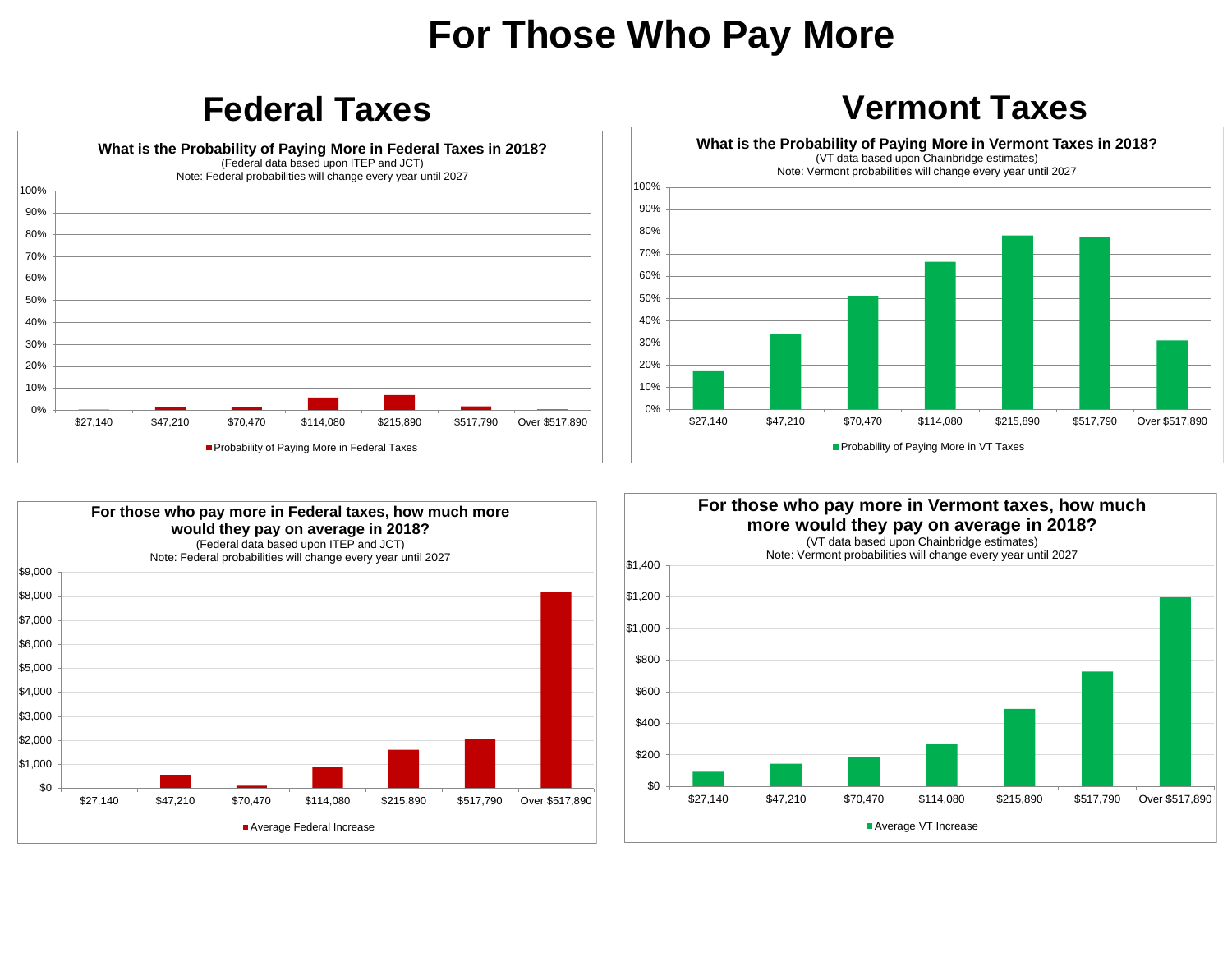# For Those Who Pay More

## Federal Taxes

**What is the Probability of Paying More in Federal Taxes in 2018?**
(Federal data based upon ITEP and JCT)
Note: Federal probabilities will change every year until 2027

Probability of Paying More in Federal Taxes

Income levels: $27,140 | $47,210 | $70,470 | $114,080 | $215,890 | $517,790 | Over $517,890

**For those who pay more in Federal taxes, how much more would they pay on average in 2018?**
(Federal data based upon ITEP and JCT)
Note: Federal probabilities will change every year until 2027

Average Federal Increase

Income levels: $27,140 | $47,210 | $70,470 | $114,080 | $215,890 | $517,790 | Over $517,890

## Vermont Taxes

**What is the Probability of Paying More in Vermont Taxes in 2018?**
(VT data based upon Chainbridge estimates)
Note: Vermont probabilities will change every year until 2027

Probability of Paying More in VT Taxes

Income levels: $27,140 | $47,210 | $70,470 | $114,080 | $215,890 | $517,790 | Over $517,890

**For those who pay more in Vermont taxes, how much more would they pay on average in 2018?**
(VT data based upon Chainbridge estimates)
Note: Vermont probabilities will change every year until 2027

Average VT Increase

Income levels: $27,140 | $47,210 | $70,470 | $114,080 | $215,890 | $517,790 | Over $517,890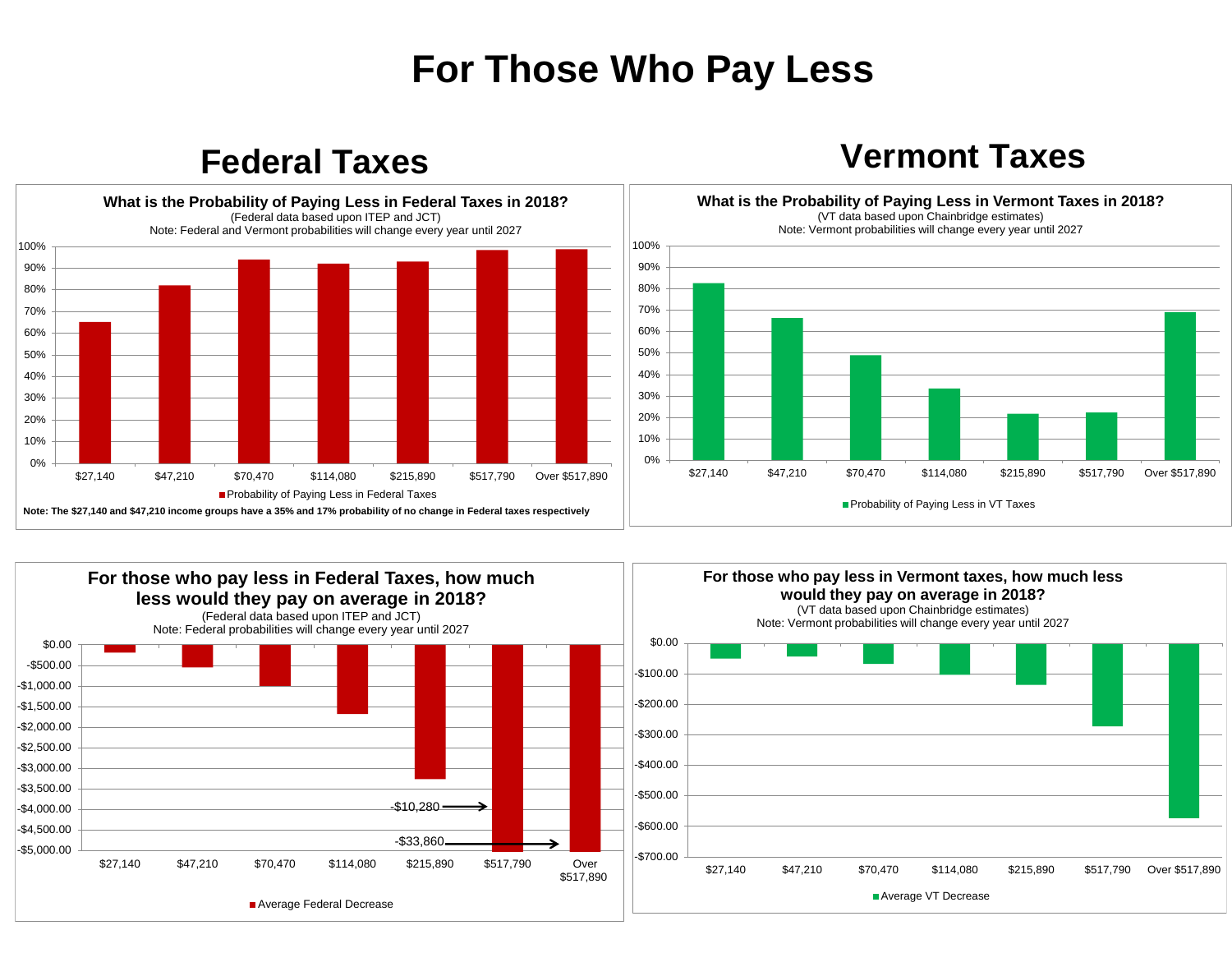# For Those Who Pay Less

## Federal Taxes

**What is the Probability of Paying Less in Federal Taxes in 2018?**
(Federal data based upon ITEP and JCT)
Note: Federal and Vermont probabilities will change every year until 2027

■ Probability of Paying Less in Federal Taxes

| Income | Probability of Paying Less in Federal Taxes |
|---|---|
| $27,140 | 65% |
| $47,210 | 82% |
| $70,470 | 94% |
| $114,080 | 92% |
| $215,890 | 93% |
| $517,790 | 98% |
| Over $517,890 | 99% |

**Note: The $27,140 and $47,210 income groups have a 35% and 17% probability of no change in Federal taxes respectively**

**For those who pay less in Federal Taxes, how much less would they pay on average in 2018?**
(Federal data based upon ITEP and JCT)
Note: Federal probabilities will change every year until 2027

■ Average Federal Decrease

| Income | Average Federal Decrease |
|---|---|
| $27,140 | approx. -$200 |
| $47,210 | approx. -$550 |
| $70,470 | approx. -$1,000 |
| $114,080 | approx. -$1,680 |
| $215,890 | approx. -$3,270 |
| $517,790 | -$10,280 |
| Over $517,890 | -$33,860 |

## Vermont Taxes

**What is the Probability of Paying Less in Vermont Taxes in 2018?**
(VT data based upon Chainbridge estimates)
Note: Vermont probabilities will change every year until 2027

■ Probability of Paying Less in VT Taxes

| Income | Probability of Paying Less in VT Taxes |
|---|---|
| $27,140 | 82% |
| $47,210 | 66% |
| $70,470 | 49% |
| $114,080 | 34% |
| $215,890 | 22% |
| $517,790 | 22% |
| Over $517,890 | 69% |

**For those who pay less in Vermont taxes, how much less would they pay on average in 2018?**
(VT data based upon Chainbridge estimates)
Note: Vermont probabilities will change every year until 2027

■ Average VT Decrease

| Income | Average VT Decrease |
|---|---|
| $27,140 | approx. -$50 |
| $47,210 | approx. -$42 |
| $70,470 | approx. -$67 |
| $114,080 | approx. -$102 |
| $215,890 | approx. -$137 |
| $517,790 | approx. -$272 |
| Over $517,890 | approx. -$573 |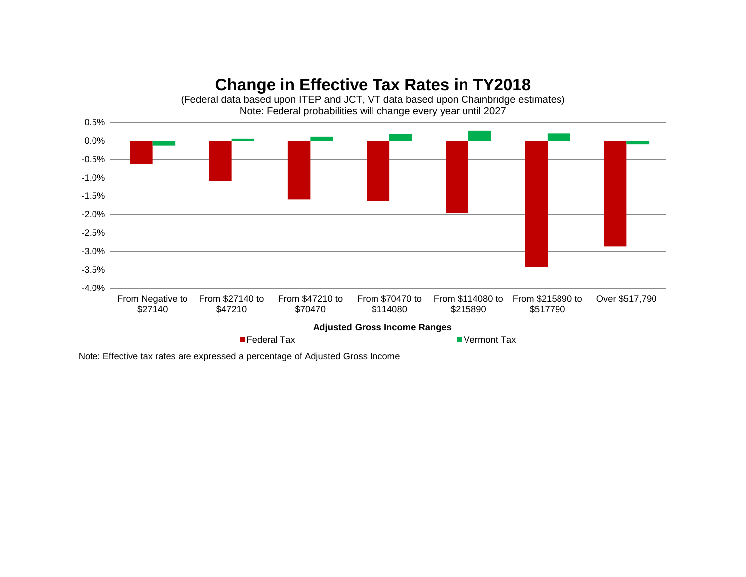## Change in Effective Tax Rates in TY2018

(Federal data based upon ITEP and JCT, VT data based upon Chainbridge estimates)
Note: Federal probabilities will change every year until 2027

| Adjusted Gross Income Ranges | Federal Tax | Vermont Tax |
|---|---|---|
| From Negative to $27140 | -0.6% | -0.1% |
| From $27140 to $47210 | -1.1% | 0.1% |
| From $47210 to $70470 | -1.6% | 0.1% |
| From $70470 to $114080 | -1.6% | 0.2% |
| From $114080 to $215890 | -1.9% | 0.3% |
| From $215890 to $517790 | -3.4% | 0.2% |
| Over $517,790 | -2.9% | -0.1% |

Note: Effective tax rates are expressed a percentage of Adjusted Gross Income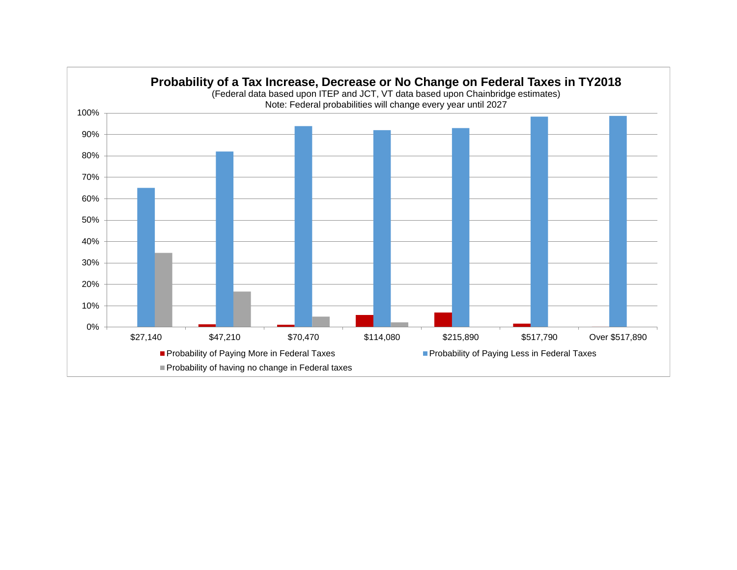**Probability of a Tax Increase, Decrease or No Change on Federal Taxes in TY2018**

(Federal data based upon ITEP and JCT, VT data based upon Chainbridge estimates)

Note: Federal probabilities will change every year until 2027

| Income | Probability of Paying More in Federal Taxes | Probability of Paying Less in Federal Taxes | Probability of having no change in Federal taxes |
|---|---|---|---|
| $27,140 | 0% | 65% | 35% |
| $47,210 | 1% | 82% | 17% |
| $70,470 | 1% | 94% | 5% |
| $114,080 | 6% | 92% | 2% |
| $215,890 | 7% | 93% | 0% |
| $517,790 | 2% | 98% | 0% |
| Over $517,890 | 0% | 99% | 0% |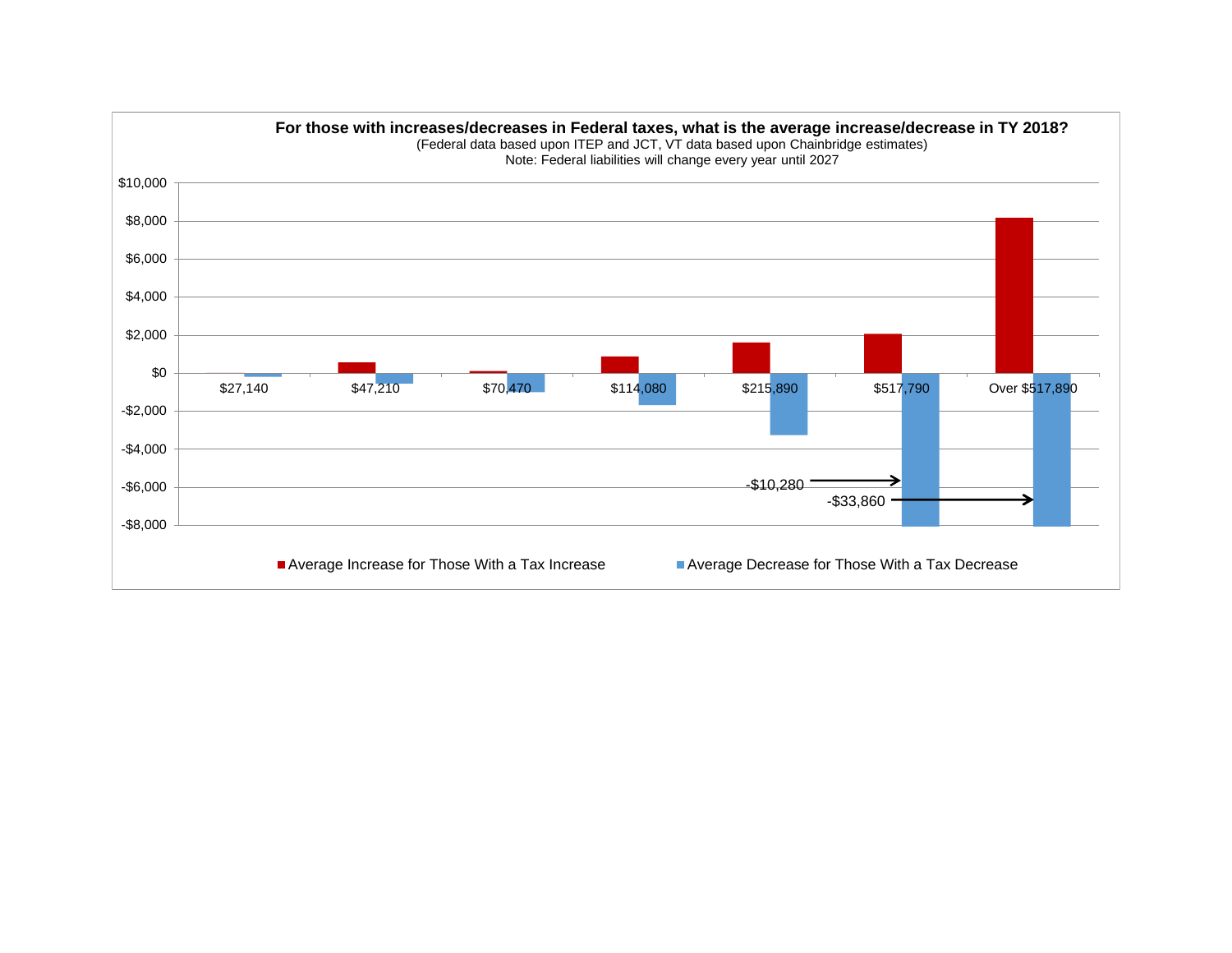**For those with increases/decreases in Federal taxes, what is the average increase/decrease in TY 2018?**

(Federal data based upon ITEP and JCT, VT data based upon Chainbridge estimates)

Note: Federal liabilities will change every year until 2027

$10,000
$8,000
$6,000
$4,000
$2,000
$0
-$2,000
-$4,000
-$6,000
-$8,000

$27,140
$47,210
$70,470
$114,080
$215,890
$517,790
Over $517,890

-$10,280
-$33,860

Average Increase for Those With a Tax Increase
Average Decrease for Those With a Tax Decrease